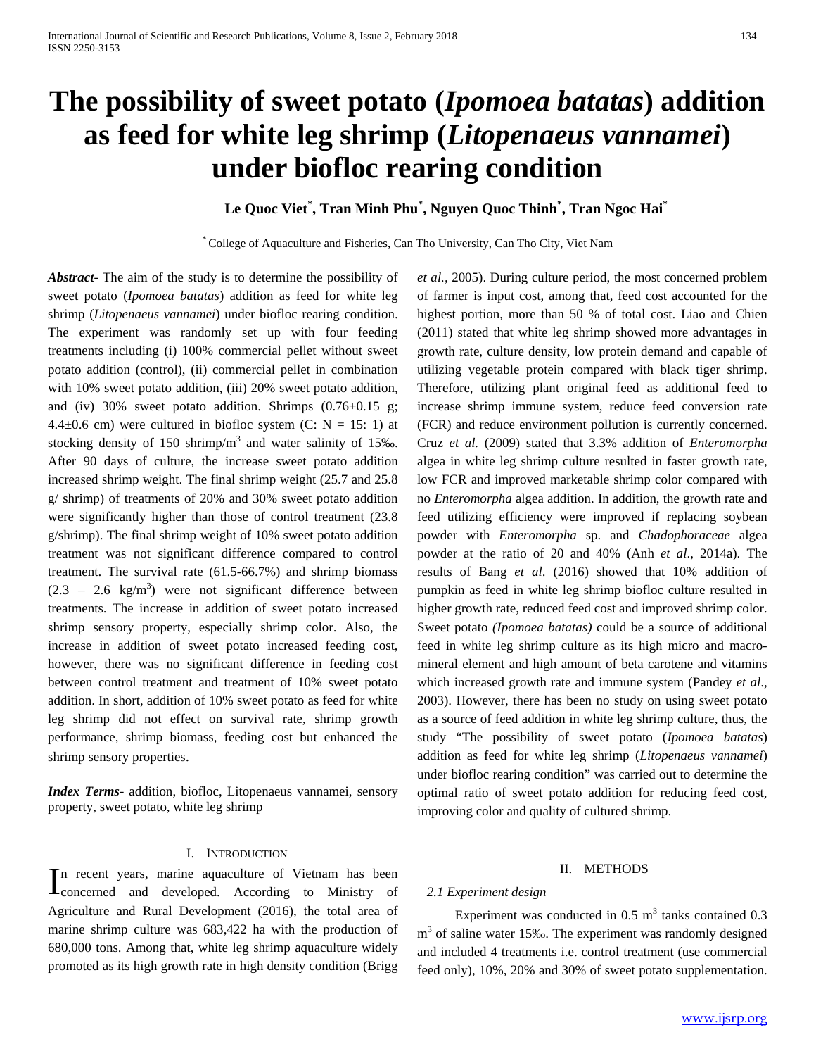# The possibility of sweet potato (*Ipomoea batatas*) addition as feed for white leg shrimp (*Litopenaeus vannamei*) under biofloc rearing condition

**Le Quoc Viet[\*], Tran Minh Phu[\*], Nguyen Quoc Thinh[\*], Tran Ngoc Hai[\*]**

[\*] College of Aquaculture and Fisheries, Can Tho University, Can Tho City, Viet Nam

***Abstract*-** The aim of the study is to determine the possibility of sweet potato (*Ipomoea batatas*) addition as feed for white leg shrimp (*Litopenaeus vannamei*) under biofloc rearing condition. The experiment was randomly set up with four feeding treatments including (i) 100% commercial pellet without sweet potato addition (control), (ii) commercial pellet in combination with 10% sweet potato addition, (iii) 20% sweet potato addition, and (iv) 30% sweet potato addition. Shrimps (0.76±0.15 g; 4.4±0.6 cm) were cultured in biofloc system (C: N = 15: 1) at stocking density of 150 shrimp/$m^3$ and water salinity of 15‰. After 90 days of culture, the increase sweet potato addition increased shrimp weight. The final shrimp weight (25.7 and 25.8 g/ shrimp) of treatments of 20% and 30% sweet potato addition were significantly higher than those of control treatment (23.8 g/shrimp). The final shrimp weight of 10% sweet potato addition treatment was not significant difference compared to control treatment. The survival rate (61.5-66.7%) and shrimp biomass (2.3 – 2.6 kg/$m^3$) were not significant difference between treatments. The increase in addition of sweet potato increased shrimp sensory property, especially shrimp color. Also, the increase in addition of sweet potato increased feeding cost, however, there was no significant difference in feeding cost between control treatment and treatment of 10% sweet potato addition. In short, addition of 10% sweet potato as feed for white leg shrimp did not effect on survival rate, shrimp growth performance, shrimp biomass, feeding cost but enhanced the shrimp sensory properties.

***Index Terms*-** addition, biofloc, Litopenaeus vannamei, sensory property, sweet potato, white leg shrimp

## I. Introduction

In recent years, marine aquaculture of Vietnam has been concerned and developed. According to Ministry of Agriculture and Rural Development (2016), the total area of marine shrimp culture was 683,422 ha with the production of 680,000 tons. Among that, white leg shrimp aquaculture widely promoted as its high growth rate in high density condition (Brigg *et al.,* 2005). During culture period, the most concerned problem of farmer is input cost, among that, feed cost accounted for the highest portion, more than 50 % of total cost. Liao and Chien (2011) stated that white leg shrimp showed more advantages in growth rate, culture density, low protein demand and capable of utilizing vegetable protein compared with black tiger shrimp. Therefore, utilizing plant original feed as additional feed to increase shrimp immune system, reduce feed conversion rate (FCR) and reduce environment pollution is currently concerned. Cruz *et al.* (2009) stated that 3.3% addition of *Enteromorpha* algea in white leg shrimp culture resulted in faster growth rate, low FCR and improved marketable shrimp color compared with no *Enteromorpha* algea addition. In addition, the growth rate and feed utilizing efficiency were improved if replacing soybean powder with *Enteromorpha* sp. and *Chadophoraceae* algea powder at the ratio of 20 and 40% (Anh *et al*., 2014a). The results of Bang *et al*. (2016) showed that 10% addition of pumpkin as feed in white leg shrimp biofloc culture resulted in higher growth rate, reduced feed cost and improved shrimp color. Sweet potato *(Ipomoea batatas)* could be a source of additional feed in white leg shrimp culture as its high micro and macro-mineral element and high amount of beta carotene and vitamins which increased growth rate and immune system (Pandey *et al*., 2003). However, there has been no study on using sweet potato as a source of feed addition in white leg shrimp culture, thus, the study "The possibility of sweet potato (*Ipomoea batatas*) addition as feed for white leg shrimp (*Litopenaeus vannamei*) under biofloc rearing condition" was carried out to determine the optimal ratio of sweet potato addition for reducing feed cost, improving color and quality of cultured shrimp.

## II. Methods

### *2.1 Experiment design*

Experiment was conducted in 0.5 $m^3$ tanks contained 0.3 $m^3$ of saline water 15‰. The experiment was randomly designed and included 4 treatments i.e. control treatment (use commercial feed only), 10%, 20% and 30% of sweet potato supplementation.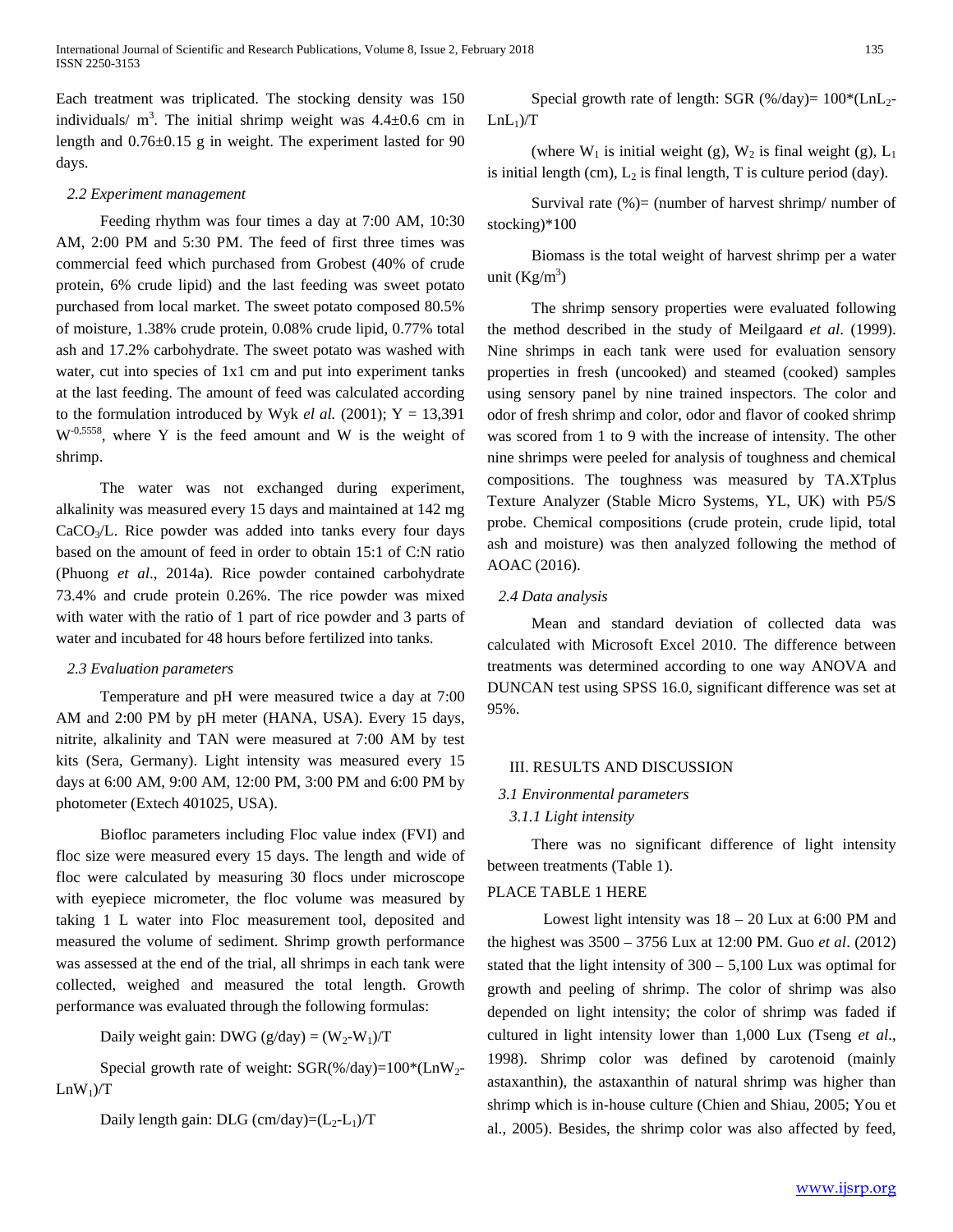Each treatment was triplicated. The stocking density was 150 individuals/ $m^3$. The initial shrimp weight was 4.4±0.6 cm in length and 0.76±0.15 g in weight. The experiment lasted for 90 days.

### *2.2 Experiment management*

Feeding rhythm was four times a day at 7:00 AM, 10:30 AM, 2:00 PM and 5:30 PM. The feed of first three times was commercial feed which purchased from Grobest (40% of crude protein, 6% crude lipid) and the last feeding was sweet potato purchased from local market. The sweet potato composed 80.5% of moisture, 1.38% crude protein, 0.08% crude lipid, 0.77% total ash and 17.2% carbohydrate. The sweet potato was washed with water, cut into species of 1x1 cm and put into experiment tanks at the last feeding. The amount of feed was calculated according to the formulation introduced by Wyk *el al.* (2001); $Y = 13,391\ W^{-0,5558}$, where Y is the feed amount and W is the weight of shrimp.

The water was not exchanged during experiment, alkalinity was measured every 15 days and maintained at 142 mg $CaCO_3$/L. Rice powder was added into tanks every four days based on the amount of feed in order to obtain 15:1 of C:N ratio (Phuong *et al*., 2014a). Rice powder contained carbohydrate 73.4% and crude protein 0.26%. The rice powder was mixed with water with the ratio of 1 part of rice powder and 3 parts of water and incubated for 48 hours before fertilized into tanks.

### *2.3 Evaluation parameters*

Temperature and pH were measured twice a day at 7:00 AM and 2:00 PM by pH meter (HANA, USA). Every 15 days, nitrite, alkalinity and TAN were measured at 7:00 AM by test kits (Sera, Germany). Light intensity was measured every 15 days at 6:00 AM, 9:00 AM, 12:00 PM, 3:00 PM and 6:00 PM by photometer (Extech 401025, USA).

Biofloc parameters including Floc value index (FVI) and floc size were measured every 15 days. The length and wide of floc were calculated by measuring 30 flocs under microscope with eyepiece micrometer, the floc volume was measured by taking 1 L water into Floc measurement tool, deposited and measured the volume of sediment. Shrimp growth performance was assessed at the end of the trial, all shrimps in each tank were collected, weighed and measured the total length. Growth performance was evaluated through the following formulas:

Daily weight gain: DWG (g/day) = $(W_2-W_1)/T$

Special growth rate of weight: SGR(%/day)=$100*(LnW_2-LnW_1)/T$

Daily length gain: DLG (cm/day)=$(L_2-L_1)/T$

Special growth rate of length: SGR (%/day)= $100*(LnL_2-LnL_1)/T$

(where $W_1$ is initial weight (g), $W_2$ is final weight (g), $L_1$ is initial length (cm), $L_2$ is final length, T is culture period (day).

Survival rate (%)= (number of harvest shrimp/ number of stocking)*100

Biomass is the total weight of harvest shrimp per a water unit ($Kg/m^3$)

The shrimp sensory properties were evaluated following the method described in the study of Meilgaard *et al*. (1999). Nine shrimps in each tank were used for evaluation sensory properties in fresh (uncooked) and steamed (cooked) samples using sensory panel by nine trained inspectors. The color and odor of fresh shrimp and color, odor and flavor of cooked shrimp was scored from 1 to 9 with the increase of intensity. The other nine shrimps were peeled for analysis of toughness and chemical compositions. The toughness was measured by TA.XTplus Texture Analyzer (Stable Micro Systems, YL, UK) with P5/S probe. Chemical compositions (crude protein, crude lipid, total ash and moisture) was then analyzed following the method of AOAC (2016).

### *2.4 Data analysis*

Mean and standard deviation of collected data was calculated with Microsoft Excel 2010. The difference between treatments was determined according to one way ANOVA and DUNCAN test using SPSS 16.0, significant difference was set at 95%.

## III. RESULTS AND DISCUSSION

### *3.1 Environmental parameters*

#### *3.1.1 Light intensity*

There was no significant difference of light intensity between treatments (Table 1).

PLACE TABLE 1 HERE

Lowest light intensity was 18 – 20 Lux at 6:00 PM and the highest was 3500 – 3756 Lux at 12:00 PM. Guo *et al*. (2012) stated that the light intensity of 300 – 5,100 Lux was optimal for growth and peeling of shrimp. The color of shrimp was also depended on light intensity; the color of shrimp was faded if cultured in light intensity lower than 1,000 Lux (Tseng *et al*., 1998). Shrimp color was defined by carotenoid (mainly astaxanthin), the astaxanthin of natural shrimp was higher than shrimp which is in-house culture (Chien and Shiau, 2005; You et al., 2005). Besides, the shrimp color was also affected by feed,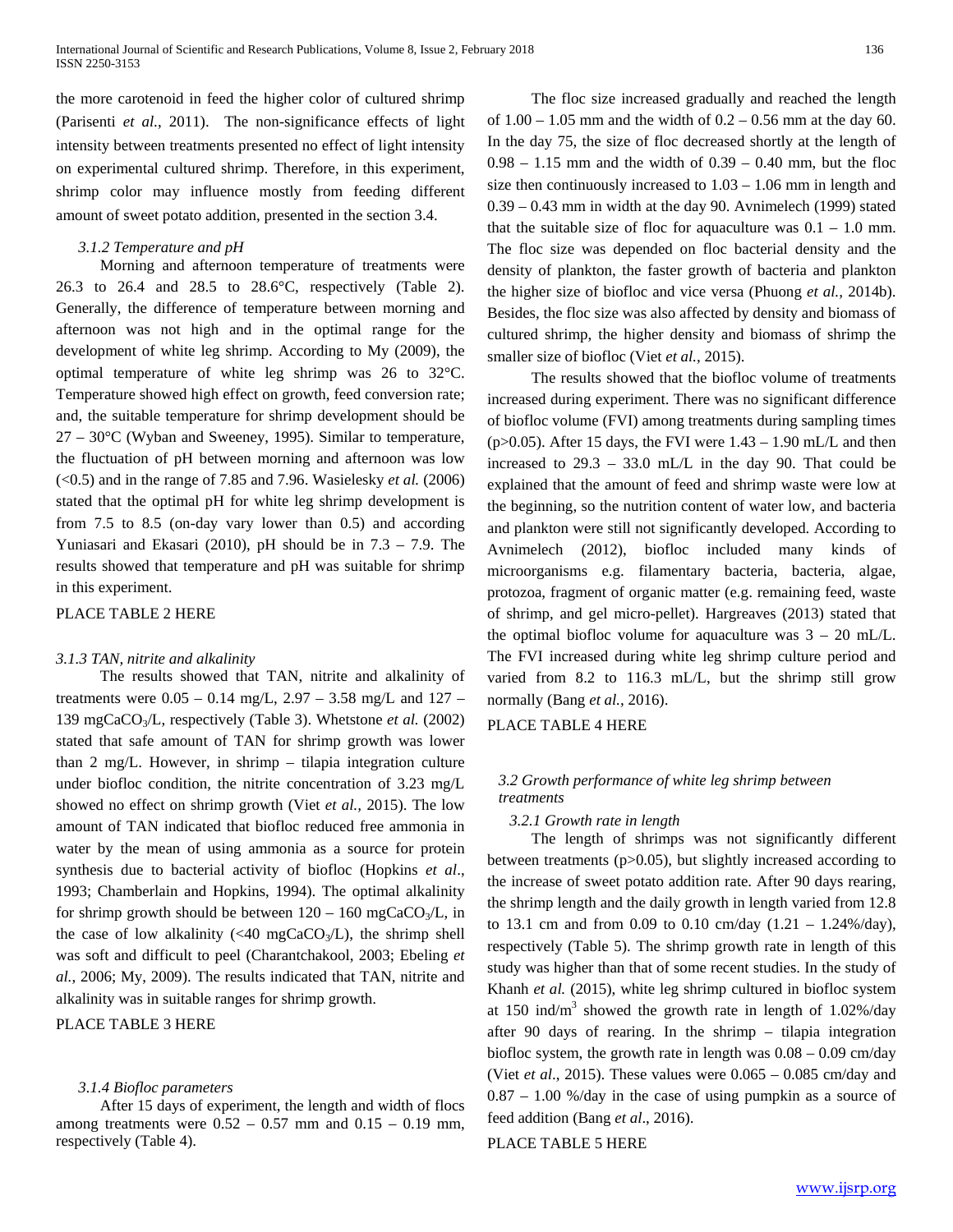the more carotenoid in feed the higher color of cultured shrimp (Parisenti *et al.*, 2011). The non-significance effects of light intensity between treatments presented no effect of light intensity on experimental cultured shrimp. Therefore, in this experiment, shrimp color may influence mostly from feeding different amount of sweet potato addition, presented in the section 3.4.

#### *3.1.2 Temperature and pH*

Morning and afternoon temperature of treatments were 26.3 to 26.4 and 28.5 to 28.6°C, respectively (Table 2). Generally, the difference of temperature between morning and afternoon was not high and in the optimal range for the development of white leg shrimp. According to My (2009), the optimal temperature of white leg shrimp was 26 to 32°C. Temperature showed high effect on growth, feed conversion rate; and, the suitable temperature for shrimp development should be 27 – 30°C (Wyban and Sweeney, 1995). Similar to temperature, the fluctuation of pH between morning and afternoon was low (<0.5) and in the range of 7.85 and 7.96. Wasielesky *et al.* (2006) stated that the optimal pH for white leg shrimp development is from 7.5 to 8.5 (on-day vary lower than 0.5) and according Yuniasari and Ekasari (2010), pH should be in 7.3 – 7.9. The results showed that temperature and pH was suitable for shrimp in this experiment.

PLACE TABLE 2 HERE

#### *3.1.3 TAN, nitrite and alkalinity*

The results showed that TAN, nitrite and alkalinity of treatments were 0.05 – 0.14 mg/L, 2.97 – 3.58 mg/L and 127 – 139 mg$CaCO_3$/L, respectively (Table 3). Whetstone *et al.* (2002) stated that safe amount of TAN for shrimp growth was lower than 2 mg/L. However, in shrimp – tilapia integration culture under biofloc condition, the nitrite concentration of 3.23 mg/L showed no effect on shrimp growth (Viet *et al.*, 2015). The low amount of TAN indicated that biofloc reduced free ammonia in water by the mean of using ammonia as a source for protein synthesis due to bacterial activity of biofloc (Hopkins *et al*., 1993; Chamberlain and Hopkins, 1994). The optimal alkalinity for shrimp growth should be between 120 – 160 mg$CaCO_3$/L, in the case of low alkalinity (<40 mg$CaCO_3$/L), the shrimp shell was soft and difficult to peel (Charantchakool, 2003; Ebeling *et al.*, 2006; My, 2009). The results indicated that TAN, nitrite and alkalinity was in suitable ranges for shrimp growth.

PLACE TABLE 3 HERE

#### *3.1.4 Biofloc parameters*

After 15 days of experiment, the length and width of flocs among treatments were 0.52 – 0.57 mm and 0.15 – 0.19 mm, respectively (Table 4).

The floc size increased gradually and reached the length of 1.00 – 1.05 mm and the width of 0.2 – 0.56 mm at the day 60. In the day 75, the size of floc decreased shortly at the length of 0.98 – 1.15 mm and the width of 0.39 – 0.40 mm, but the floc size then continuously increased to 1.03 – 1.06 mm in length and 0.39 – 0.43 mm in width at the day 90. Avnimelech (1999) stated that the suitable size of floc for aquaculture was 0.1 – 1.0 mm. The floc size was depended on floc bacterial density and the density of plankton, the faster growth of bacteria and plankton the higher size of biofloc and vice versa (Phuong *et al.*, 2014b). Besides, the floc size was also affected by density and biomass of cultured shrimp, the higher density and biomass of shrimp the smaller size of biofloc (Viet *et al.*, 2015).

The results showed that the biofloc volume of treatments increased during experiment. There was no significant difference of biofloc volume (FVI) among treatments during sampling times ($p>0.05$). After 15 days, the FVI were 1.43 – 1.90 mL/L and then increased to 29.3 – 33.0 mL/L in the day 90. That could be explained that the amount of feed and shrimp waste were low at the beginning, so the nutrition content of water low, and bacteria and plankton were still not significantly developed. According to Avnimelech (2012), biofloc included many kinds of microorganisms e.g. filamentary bacteria, bacteria, algae, protozoa, fragment of organic matter (e.g. remaining feed, waste of shrimp, and gel micro-pellet). Hargreaves (2013) stated that the optimal biofloc volume for aquaculture was 3 – 20 mL/L. The FVI increased during white leg shrimp culture period and varied from 8.2 to 116.3 mL/L, but the shrimp still grow normally (Bang *et al.*, 2016).

PLACE TABLE 4 HERE

### *3.2 Growth performance of white leg shrimp between treatments*

#### *3.2.1 Growth rate in length*

The length of shrimps was not significantly different between treatments ($p>0.05$), but slightly increased according to the increase of sweet potato addition rate. After 90 days rearing, the shrimp length and the daily growth in length varied from 12.8 to 13.1 cm and from 0.09 to 0.10 cm/day (1.21 – 1.24%/day), respectively (Table 5). The shrimp growth rate in length of this study was higher than that of some recent studies. In the study of Khanh *et al.* (2015), white leg shrimp cultured in biofloc system at 150 ind/$m^3$ showed the growth rate in length of 1.02%/day after 90 days of rearing. In the shrimp – tilapia integration biofloc system, the growth rate in length was 0.08 – 0.09 cm/day (Viet *et al*., 2015). These values were 0.065 – 0.085 cm/day and 0.87 – 1.00 %/day in the case of using pumpkin as a source of feed addition (Bang *et al*., 2016).

PLACE TABLE 5 HERE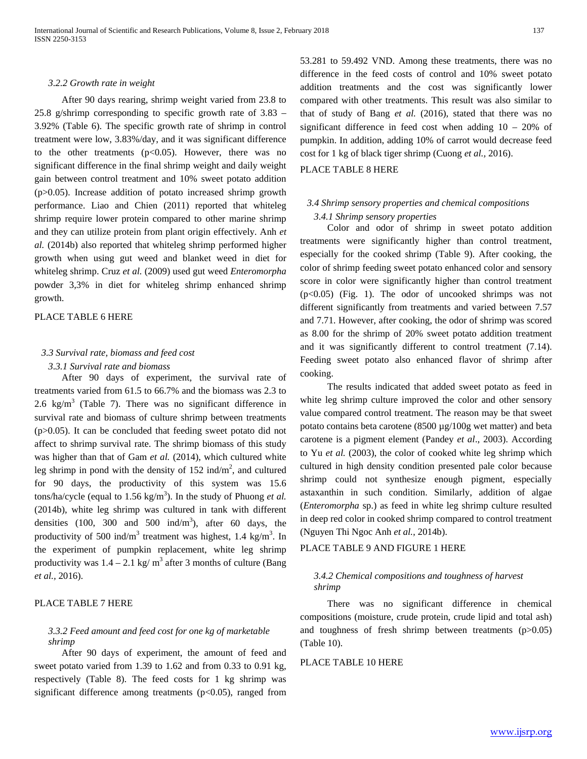### 3.2.2 Growth rate in weight

After 90 days rearing, shrimp weight varied from 23.8 to 25.8 g/shrimp corresponding to specific growth rate of 3.83 – 3.92% (Table 6). The specific growth rate of shrimp in control treatment were low, 3.83%/day, and it was significant difference to the other treatments ($p<0.05$). However, there was no significant difference in the final shrimp weight and daily weight gain between control treatment and 10% sweet potato addition ($p>0.05$). Increase addition of potato increased shrimp growth performance. Liao and Chien (2011) reported that whiteleg shrimp require lower protein compared to other marine shrimp and they can utilize protein from plant origin effectively. Anh *et al.* (2014b) also reported that whiteleg shrimp performed higher growth when using gut weed and blanket weed in diet for whiteleg shrimp. Cruz *et al.* (2009) used gut weed *Enteromorpha* powder 3,3% in diet for whiteleg shrimp enhanced shrimp growth.

PLACE TABLE 6 HERE

## 3.3 Survival rate, biomass and feed cost

### 3.3.1 Survival rate and biomass

After 90 days of experiment, the survival rate of treatments varied from 61.5 to 66.7% and the biomass was 2.3 to 2.6 kg/m$^3$ (Table 7). There was no significant difference in survival rate and biomass of culture shrimp between treatments ($p>0.05$). It can be concluded that feeding sweet potato did not affect to shrimp survival rate. The shrimp biomass of this study was higher than that of Gam *et al.* (2014), which cultured white leg shrimp in pond with the density of 152 ind/m$^2$, and cultured for 90 days, the productivity of this system was 15.6 tons/ha/cycle (equal to 1.56 kg/m$^3$). In the study of Phuong *et al.* (2014b), white leg shrimp was cultured in tank with different densities (100, 300 and 500 ind/m$^3$), after 60 days, the productivity of 500 ind/m$^3$ treatment was highest, 1.4 kg/m$^3$. In the experiment of pumpkin replacement, white leg shrimp productivity was 1.4 – 2.1 kg/ m$^3$ after 3 months of culture (Bang *et al.,* 2016).

PLACE TABLE 7 HERE

### 3.3.2 Feed amount and feed cost for one kg of marketable shrimp

After 90 days of experiment, the amount of feed and sweet potato varied from 1.39 to 1.62 and from 0.33 to 0.91 kg, respectively (Table 8). The feed costs for 1 kg shrimp was significant difference among treatments ($p<0.05$), ranged from 53.281 to 59.492 VND. Among these treatments, there was no difference in the feed costs of control and 10% sweet potato addition treatments and the cost was significantly lower compared with other treatments. This result was also similar to that of study of Bang *et al.* (2016), stated that there was no significant difference in feed cost when adding 10 – 20% of pumpkin. In addition, adding 10% of carrot would decrease feed cost for 1 kg of black tiger shrimp (Cuong *et al.,* 2016).

PLACE TABLE 8 HERE

## 3.4 Shrimp sensory properties and chemical compositions

### 3.4.1 Shrimp sensory properties

Color and odor of shrimp in sweet potato addition treatments were significantly higher than control treatment, especially for the cooked shrimp (Table 9). After cooking, the color of shrimp feeding sweet potato enhanced color and sensory score in color were significantly higher than control treatment ($p<0.05$) (Fig. 1). The odor of uncooked shrimps was not different significantly from treatments and varied between 7.57 and 7.71. However, after cooking, the odor of shrimp was scored as 8.00 for the shrimp of 20% sweet potato addition treatment and it was significantly different to control treatment (7.14). Feeding sweet potato also enhanced flavor of shrimp after cooking.

The results indicated that added sweet potato as feed in white leg shrimp culture improved the color and other sensory value compared control treatment. The reason may be that sweet potato contains beta carotene (8500 µg/100g wet matter) and beta carotene is a pigment element (Pandey *et al*., 2003). According to Yu *et al.* (2003), the color of cooked white leg shrimp which cultured in high density condition presented pale color because shrimp could not synthesize enough pigment, especially astaxanthin in such condition. Similarly, addition of algae (*Enteromorpha* sp.) as feed in white leg shrimp culture resulted in deep red color in cooked shrimp compared to control treatment (Nguyen Thi Ngoc Anh *et al.,* 2014b).

PLACE TABLE 9 AND FIGURE 1 HERE

### 3.4.2 Chemical compositions and toughness of harvest shrimp

There was no significant difference in chemical compositions (moisture, crude protein, crude lipid and total ash) and toughness of fresh shrimp between treatments ($p>0.05$) (Table 10).

PLACE TABLE 10 HERE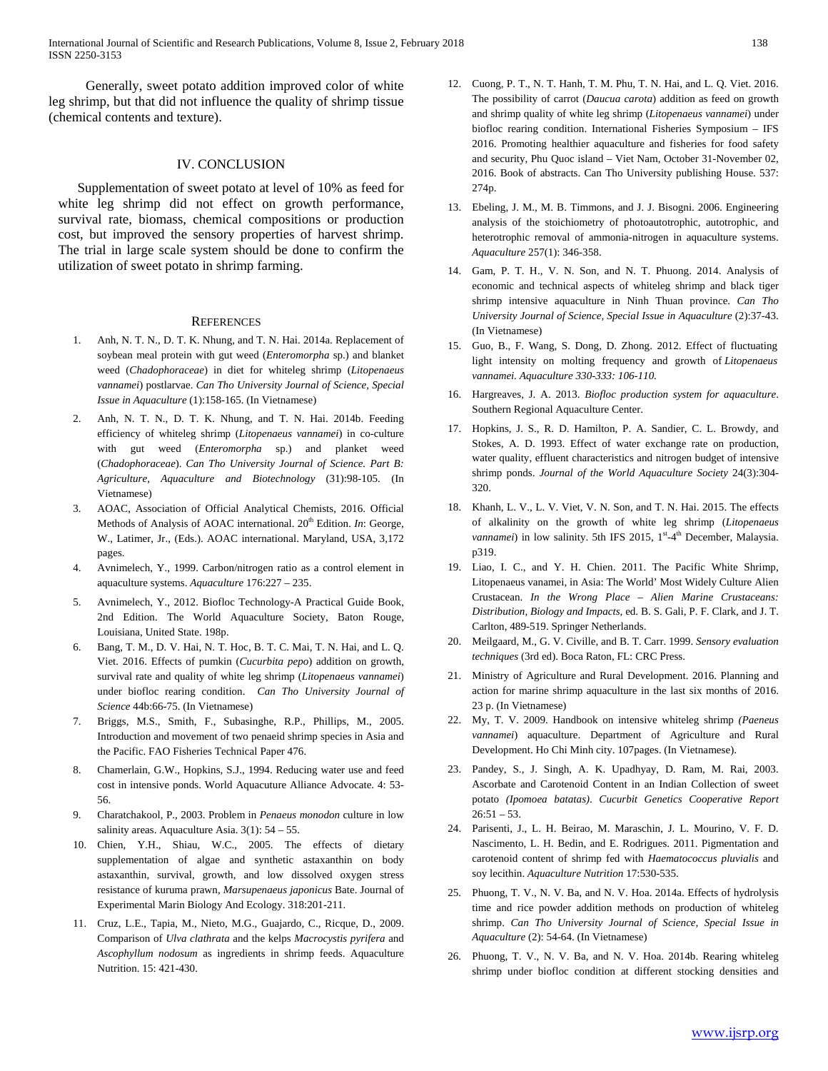Generally, sweet potato addition improved color of white leg shrimp, but that did not influence the quality of shrimp tissue (chemical contents and texture).

## IV. CONCLUSION

Supplementation of sweet potato at level of 10% as feed for white leg shrimp did not effect on growth performance, survival rate, biomass, chemical compositions or production cost, but improved the sensory properties of harvest shrimp. The trial in large scale system should be done to confirm the utilization of sweet potato in shrimp farming.

## REFERENCES

1. Anh, N. T. N., D. T. K. Nhung, and T. N. Hai. 2014a. Replacement of soybean meal protein with gut weed (*Enteromorpha* sp.) and blanket weed (*Chadophoraceae*) in diet for whiteleg shrimp (*Litopenaeus vannamei*) postlarvae. *Can Tho University Journal of Science, Special Issue in Aquaculture* (1):158-165. (In Vietnamese)
2. Anh, N. T. N., D. T. K. Nhung, and T. N. Hai. 2014b. Feeding efficiency of whiteleg shrimp (*Litopenaeus vannamei*) in co-culture with gut weed (*Enteromorpha* sp.) and planket weed (*Chadophoraceae*). *Can Tho University Journal of Science. Part B: Agriculture, Aquaculture and Biotechnology* (31):98-105. (In Vietnamese)
3. AOAC, Association of Official Analytical Chemists, 2016. Official Methods of Analysis of AOAC international. 20th Edition. *In*: George, W., Latimer, Jr., (Eds.). AOAC international. Maryland, USA, 3,172 pages.
4. Avnimelech, Y., 1999. Carbon/nitrogen ratio as a control element in aquaculture systems. *Aquaculture* 176:227 – 235.
5. Avnimelech, Y., 2012. Biofloc Technology-A Practical Guide Book, 2nd Edition. The World Aquaculture Society, Baton Rouge, Louisiana, United State. 198p.
6. Bang, T. M., D. V. Hai, N. T. Hoc, B. T. C. Mai, T. N. Hai, and L. Q. Viet. 2016. Effects of pumkin (*Cucurbita pepo*) addition on growth, survival rate and quality of white leg shrimp (*Litopenaeus vannamei*) under biofloc rearing condition. *Can Tho University Journal of Science* 44b:66-75. (In Vietnamese)
7. Briggs, M.S., Smith, F., Subasinghe, R.P., Phillips, M., 2005. Introduction and movement of two penaeid shrimp species in Asia and the Pacific. FAO Fisheries Technical Paper 476.
8. Chamerlain, G.W., Hopkins, S.J., 1994. Reducing water use and feed cost in intensive ponds. World Aquacuture Alliance Advocate. 4: 53-56.
9. Charatchakool, P., 2003. Problem in *Penaeus monodon* culture in low salinity areas. Aquaculture Asia. 3(1): 54 – 55.
10. Chien, Y.H., Shiau, W.C., 2005. The effects of dietary supplementation of algae and synthetic astaxanthin on body astaxanthin, survival, growth, and low dissolved oxygen stress resistance of kuruma prawn, *Marsupenaeus japonicus* Bate. Journal of Experimental Marin Biology And Ecology. 318:201-211.
11. Cruz, L.E., Tapia, M., Nieto, M.G., Guajardo, C., Ricque, D., 2009. Comparison of *Ulva clathrata* and the kelps *Macrocystis pyrifera* and *Ascophyllum nodosum* as ingredients in shrimp feeds. Aquaculture Nutrition. 15: 421-430.
12. Cuong, P. T., N. T. Hanh, T. M. Phu, T. N. Hai, and L. Q. Viet. 2016. The possibility of carrot (*Daucua carota*) addition as feed on growth and shrimp quality of white leg shrimp (*Litopenaeus vannamei*) under biofloc rearing condition. International Fisheries Symposium – IFS 2016. Promoting healthier aquaculture and fisheries for food safety and security, Phu Quoc island – Viet Nam, October 31-November 02, 2016. Book of abstracts. Can Tho University publishing House. 537: 274p.
13. Ebeling, J. M., M. B. Timmons, and J. J. Bisogni. 2006. Engineering analysis of the stoichiometry of photoautotrophic, autotrophic, and heterotrophic removal of ammonia-nitrogen in aquaculture systems. *Aquaculture* 257(1): 346-358.
14. Gam, P. T. H., V. N. Son, and N. T. Phuong. 2014. Analysis of economic and technical aspects of whiteleg shrimp and black tiger shrimp intensive aquaculture in Ninh Thuan province. *Can Tho University Journal of Science, Special Issue in Aquaculture* (2):37-43. (In Vietnamese)
15. Guo, B., F. Wang, S. Dong, D. Zhong. 2012. Effect of fluctuating light intensity on molting frequency and growth of *Litopenaeus vannamei. Aquaculture 330-333: 106-110.*
16. Hargreaves, J. A. 2013. *Biofloc production system for aquaculture*. Southern Regional Aquaculture Center.
17. Hopkins, J. S., R. D. Hamilton, P. A. Sandier, C. L. Browdy, and Stokes, A. D. 1993. Effect of water exchange rate on production, water quality, effluent characteristics and nitrogen budget of intensive shrimp ponds. *Journal of the World Aquaculture Society* 24(3):304-320.
18. Khanh, L. V., L. V. Viet, V. N. Son, and T. N. Hai. 2015. The effects of alkalinity on the growth of white leg shrimp (*Litopenaeus vannamei*) in low salinity. 5th IFS 2015, 1st-4th December, Malaysia. p319.
19. Liao, I. C., and Y. H. Chien. 2011. The Pacific White Shrimp, Litopenaeus vanamei, in Asia: The World' Most Widely Culture Alien Crustacean. *In the Wrong Place – Alien Marine Crustaceans: Distribution, Biology and Impacts*, ed. B. S. Gali, P. F. Clark, and J. T. Carlton, 489-519. Springer Netherlands.
20. Meilgaard, M., G. V. Civille, and B. T. Carr. 1999. *Sensory evaluation techniques* (3rd ed). Boca Raton, FL: CRC Press.
21. Ministry of Agriculture and Rural Development. 2016. Planning and action for marine shrimp aquaculture in the last six months of 2016. 23 p. (In Vietnamese)
22. My, T. V. 2009. Handbook on intensive whiteleg shrimp *(Paeneus vannamei*) aquaculture. Department of Agriculture and Rural Development. Ho Chi Minh city. 107pages. (In Vietnamese).
23. Pandey, S., J. Singh, A. K. Upadhyay, D. Ram, M. Rai, 2003. Ascorbate and Carotenoid Content in an Indian Collection of sweet potato *(Ipomoea batatas)*. *Cucurbit Genetics Cooperative Report* 26:51 – 53.
24. Parisenti, J., L. H. Beirao, M. Maraschin, J. L. Mourino, V. F. D. Nascimento, L. H. Bedin, and E. Rodrigues. 2011. Pigmentation and carotenoid content of shrimp fed with *Haematococcus pluvialis* and soy lecithin. *Aquaculture Nutrition* 17:530-535.
25. Phuong, T. V., N. V. Ba, and N. V. Hoa. 2014a. Effects of hydrolysis time and rice powder addition methods on production of whiteleg shrimp. *Can Tho University Journal of Science, Special Issue in Aquaculture* (2): 54-64. (In Vietnamese)
26. Phuong, T. V., N. V. Ba, and N. V. Hoa. 2014b. Rearing whiteleg shrimp under biofloc condition at different stocking densities and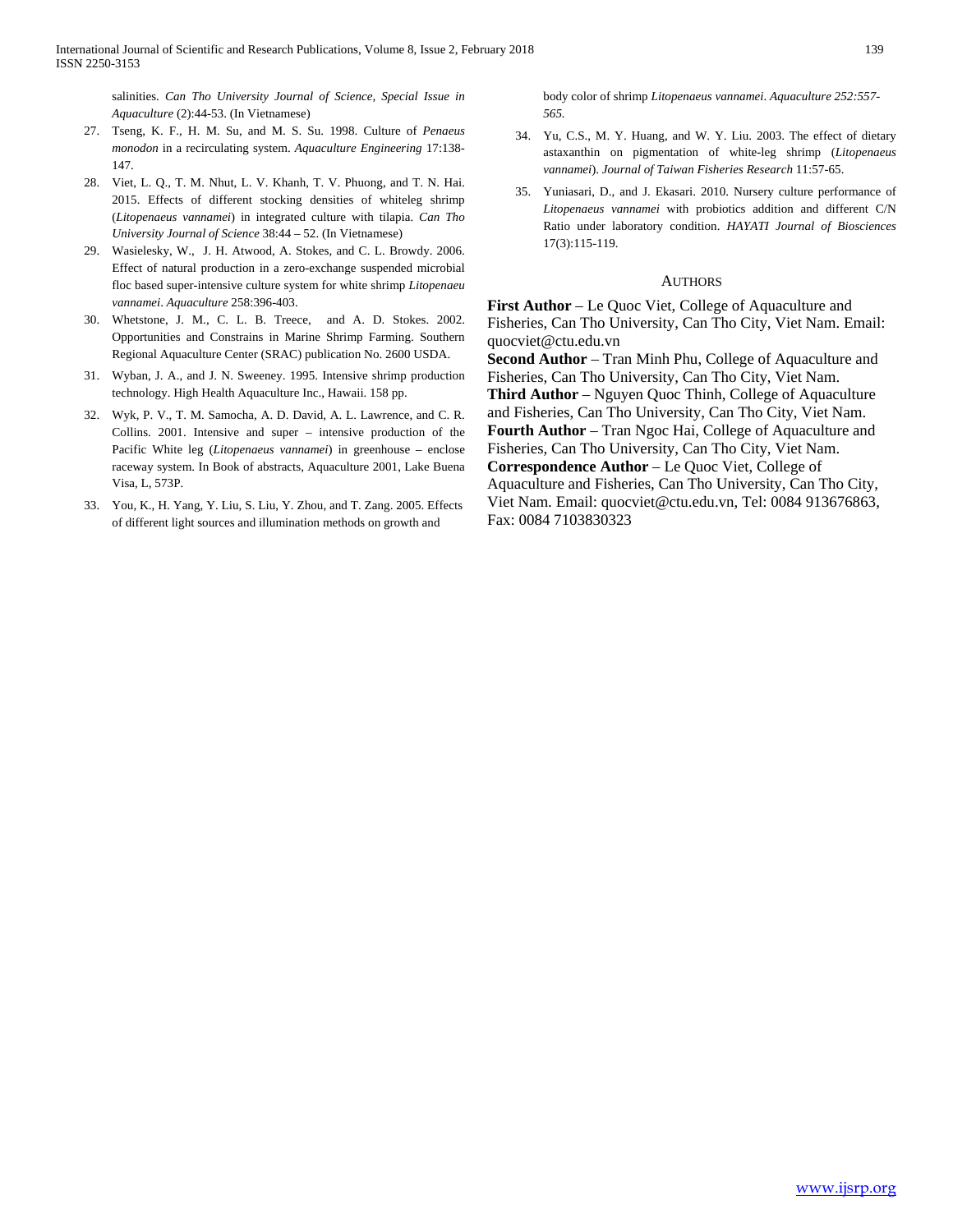salinities. *Can Tho University Journal of Science, Special Issue in Aquaculture* (2):44-53. (In Vietnamese)

27. Tseng, K. F., H. M. Su, and M. S. Su. 1998. Culture of *Penaeus monodon* in a recirculating system. *Aquaculture Engineering* 17:138-147.
28. Viet, L. Q., T. M. Nhut, L. V. Khanh, T. V. Phuong, and T. N. Hai. 2015. Effects of different stocking densities of whiteleg shrimp (*Litopenaeus vannamei*) in integrated culture with tilapia. *Can Tho University Journal of Science* 38:44 – 52. (In Vietnamese)
29. Wasielesky, W., J. H. Atwood, A. Stokes, and C. L. Browdy. 2006. Effect of natural production in a zero-exchange suspended microbial floc based super-intensive culture system for white shrimp *Litopenaeu vannamei*. *Aquaculture* 258:396-403.
30. Whetstone, J. M., C. L. B. Treece, and A. D. Stokes. 2002. Opportunities and Constrains in Marine Shrimp Farming. Southern Regional Aquaculture Center (SRAC) publication No. 2600 USDA.
31. Wyban, J. A., and J. N. Sweeney. 1995. Intensive shrimp production technology. High Health Aquaculture Inc., Hawaii. 158 pp.
32. Wyk, P. V., T. M. Samocha, A. D. David, A. L. Lawrence, and C. R. Collins. 2001. Intensive and super – intensive production of the Pacific White leg (*Litopenaeus vannamei*) in greenhouse – enclose raceway system. In Book of abstracts, Aquaculture 2001, Lake Buena Visa, L, 573P.
33. You, K., H. Yang, Y. Liu, S. Liu, Y. Zhou, and T. Zang. 2005. Effects of different light sources and illumination methods on growth and body color of shrimp *Litopenaeus vannamei*. *Aquaculture 252:557-565.*
34. Yu, C.S., M. Y. Huang, and W. Y. Liu. 2003. The effect of dietary astaxanthin on pigmentation of white-leg shrimp (*Litopenaeus vannamei*). *Journal of Taiwan Fisheries Research* 11:57-65.
35. Yuniasari, D., and J. Ekasari. 2010. Nursery culture performance of *Litopenaeus vannamei* with probiotics addition and different C/N Ratio under laboratory condition. *HAYATI Journal of Biosciences* 17(3):115-119.

## Authors

**First Author** – Le Quoc Viet, College of Aquaculture and Fisheries, Can Tho University, Can Tho City, Viet Nam. Email: quocviet@ctu.edu.vn

**Second Author** – Tran Minh Phu, College of Aquaculture and Fisheries, Can Tho University, Can Tho City, Viet Nam.

**Third Author** – Nguyen Quoc Thinh, College of Aquaculture and Fisheries, Can Tho University, Can Tho City, Viet Nam.

**Fourth Author** – Tran Ngoc Hai, College of Aquaculture and Fisheries, Can Tho University, Can Tho City, Viet Nam.

**Correspondence Author** – Le Quoc Viet, College of Aquaculture and Fisheries, Can Tho University, Can Tho City, Viet Nam. Email: quocviet@ctu.edu.vn, Tel: 0084 913676863, Fax: 0084 7103830323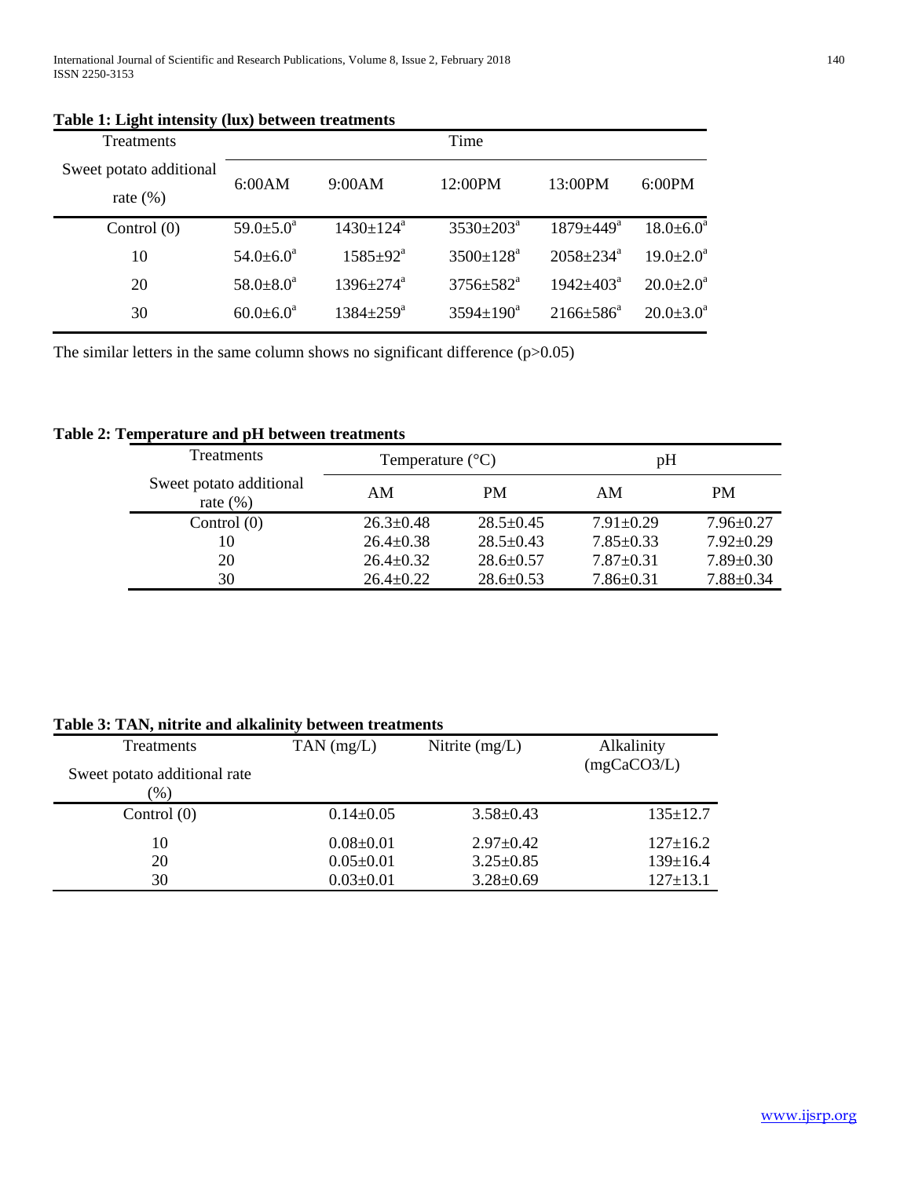**Table 1: Light intensity (lux) between treatments**

| Treatments | Time | | | | |
|---|---|---|---|---|---|
| Sweet potato additional rate (%) | 6:00AM | 9:00AM | 12:00PM | 13:00PM | 6:00PM |
| Control (0) | 59.0±5.0[a] | 1430±124[a] | 3530±203[a] | 1879±449[a] | 18.0±6.0[a] |
| 10 | 54.0±6.0[a] | 1585±92[a] | 3500±128[a] | 2058±234[a] | 19.0±2.0[a] |
| 20 | 58.0±8.0[a] | 1396±274[a] | 3756±582[a] | 1942±403[a] | 20.0±2.0[a] |
| 30 | 60.0±6.0[a] | 1384±259[a] | 3594±190[a] | 2166±586[a] | 20.0±3.0[a] |

The similar letters in the same column shows no significant difference ($p>0.05$)

**Table 2: Temperature and pH between treatments**

| Treatments | Temperature (°C) | | pH | |
|---|---|---|---|---|
| Sweet potato additional rate (%) | AM | PM | AM | PM |
| Control (0) | 26.3±0.48 | 28.5±0.45 | 7.91±0.29 | 7.96±0.27 |
| 10 | 26.4±0.38 | 28.5±0.43 | 7.85±0.33 | 7.92±0.29 |
| 20 | 26.4±0.32 | 28.6±0.57 | 7.87±0.31 | 7.89±0.30 |
| 30 | 26.4±0.22 | 28.6±0.53 | 7.86±0.31 | 7.88±0.34 |

**Table 3: TAN, nitrite and alkalinity between treatments**

| Treatments<br>Sweet potato additional rate (%) | TAN (mg/L) | Nitrite (mg/L) | Alkalinity ($mgCaCO_3/L$) |
|---|---|---|---|
| Control (0) | 0.14±0.05 | 3.58±0.43 | 135±12.7 |
| 10 | 0.08±0.01 | 2.97±0.42 | 127±16.2 |
| 20 | 0.05±0.01 | 3.25±0.85 | 139±16.4 |
| 30 | 0.03±0.01 | 3.28±0.69 | 127±13.1 |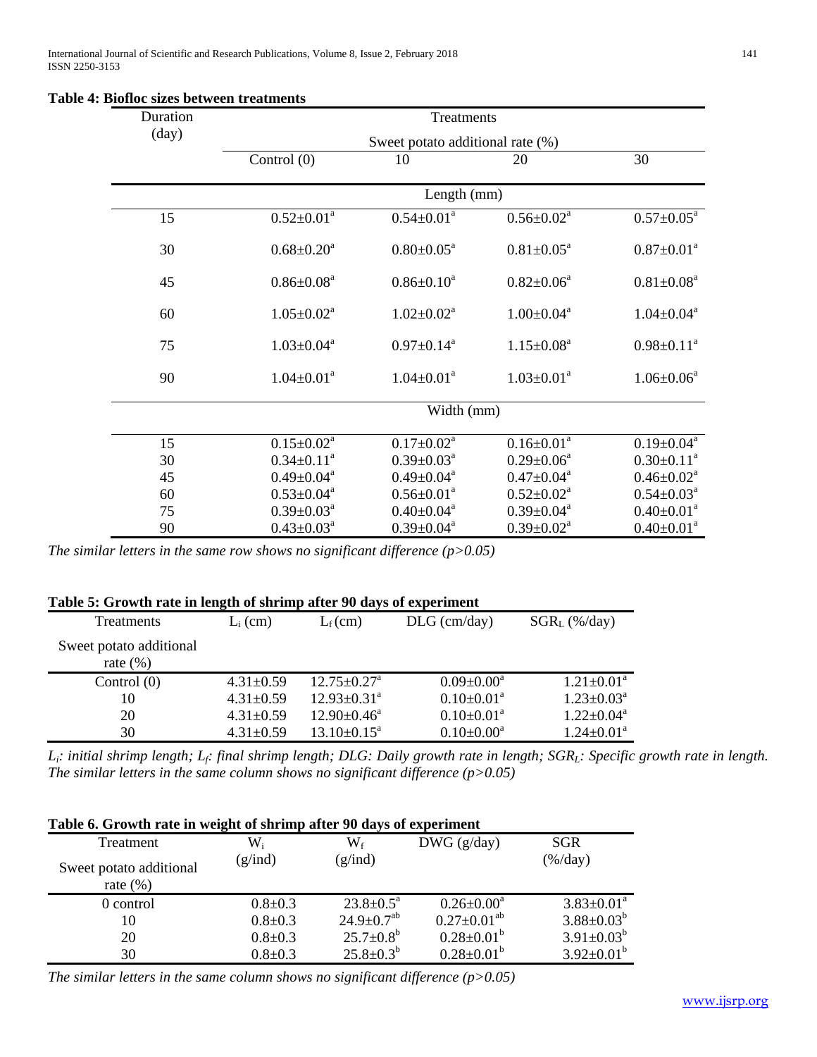**Table 4: Biofloc sizes between treatments**

| Duration (day) | Treatments | | | |
|---|---|---|---|---|
| | Sweet potato additional rate (%) | | | |
| | Control (0) | 10 | 20 | 30 |
| | Length (mm) | | | |
| 15 | $0.52±0.01^a$ | $0.54±0.01^a$ | $0.56±0.02^a$ | $0.57±0.05^a$ |
| 30 | $0.68±0.20^a$ | $0.80±0.05^a$ | $0.81±0.05^a$ | $0.87±0.01^a$ |
| 45 | $0.86±0.08^a$ | $0.86±0.10^a$ | $0.82±0.06^a$ | $0.81±0.08^a$ |
| 60 | $1.05±0.02^a$ | $1.02±0.02^a$ | $1.00±0.04^a$ | $1.04±0.04^a$ |
| 75 | $1.03±0.04^a$ | $0.97±0.14^a$ | $1.15±0.08^a$ | $0.98±0.11^a$ |
| 90 | $1.04±0.01^a$ | $1.04±0.01^a$ | $1.03±0.01^a$ | $1.06±0.06^a$ |
| | Width (mm) | | | |
| 15 | $0.15±0.02^a$ | $0.17±0.02^a$ | $0.16±0.01^a$ | $0.19±0.04^a$ |
| 30 | $0.34±0.11^a$ | $0.39±0.03^a$ | $0.29±0.06^a$ | $0.30±0.11^a$ |
| 45 | $0.49±0.04^a$ | $0.49±0.04^a$ | $0.47±0.04^a$ | $0.46±0.02^a$ |
| 60 | $0.53±0.04^a$ | $0.56±0.01^a$ | $0.52±0.02^a$ | $0.54±0.03^a$ |
| 75 | $0.39±0.03^a$ | $0.40±0.04^a$ | $0.39±0.04^a$ | $0.40±0.01^a$ |
| 90 | $0.43±0.03^a$ | $0.39±0.04^a$ | $0.39±0.02^a$ | $0.40±0.01^a$ |

*The similar letters in the same row shows no significant difference (p>0.05)*

**Table 5: Growth rate in length of shrimp after 90 days of experiment**

| Treatments | $L_i$ (cm) | $L_f$ (cm) | DLG (cm/day) | $SGR_L$ (%/day) |
|---|---|---|---|---|
| Sweet potato additional rate (%) | | | | |
| Control (0) | 4.31±0.59 | $12.75±0.27^a$ | $0.09±0.00^a$ | $1.21±0.01^a$ |
| 10 | 4.31±0.59 | $12.93±0.31^a$ | $0.10±0.01^a$ | $1.23±0.03^a$ |
| 20 | 4.31±0.59 | $12.90±0.46^a$ | $0.10±0.01^a$ | $1.22±0.04^a$ |
| 30 | 4.31±0.59 | $13.10±0.15^a$ | $0.10±0.00^a$ | $1.24±0.01^a$ |

*$L_i$: initial shrimp length; $L_f$: final shrimp length; DLG: Daily growth rate in length; $SGR_L$: Specific growth rate in length. The similar letters in the same column shows no significant difference (p>0.05)*

**Table 6. Growth rate in weight of shrimp after 90 days of experiment**

| Treatment | $W_i$ (g/ind) | $W_f$ (g/ind) | DWG (g/day) | SGR (%/day) |
|---|---|---|---|---|
| Sweet potato additional rate (%) | | | | |
| 0 control | 0.8±0.3 | $23.8±0.5^a$ | $0.26±0.00^a$ | $3.83±0.01^a$ |
| 10 | 0.8±0.3 | $24.9±0.7^{ab}$ | $0.27±0.01^{ab}$ | $3.88±0.03^b$ |
| 20 | 0.8±0.3 | $25.7±0.8^b$ | $0.28±0.01^b$ | $3.91±0.03^b$ |
| 30 | 0.8±0.3 | $25.8±0.3^b$ | $0.28±0.01^b$ | $3.92±0.01^b$ |

*The similar letters in the same column shows no significant difference (p>0.05)*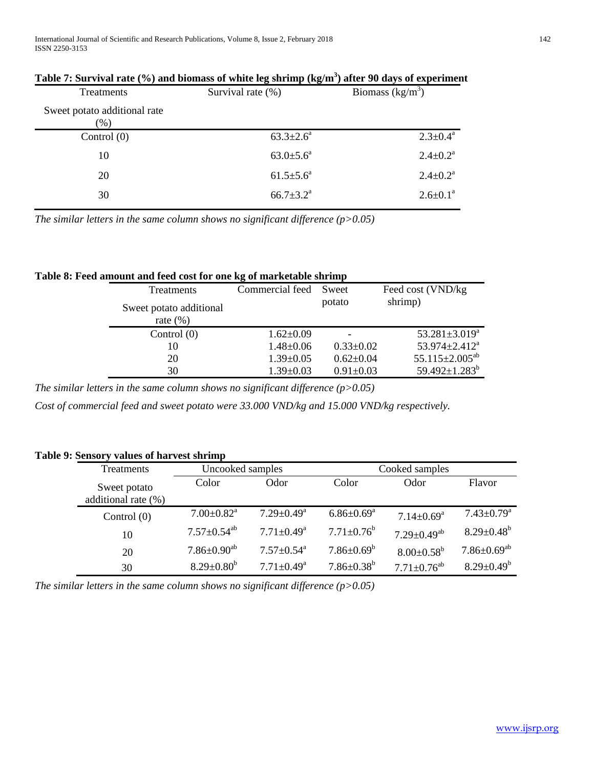**Table 7: Survival rate (%) and biomass of white leg shrimp (kg/m$^3$) after 90 days of experiment**

| Treatments<br>Sweet potato additional rate (%) | Survival rate (%) | Biomass (kg/m$^3$) |
|---|---|---|
| Control (0) | 63.3±2.6$^a$ | 2.3±0.4$^a$ |
| 10 | 63.0±5.6$^a$ | 2.4±0.2$^a$ |
| 20 | 61.5±5.6$^a$ | 2.4±0.2$^a$ |
| 30 | 66.7±3.2$^a$ | 2.6±0.1$^a$ |

*The similar letters in the same column shows no significant difference (p>0.05)*

**Table 8: Feed amount and feed cost for one kg of marketable shrimp**

| Treatments<br>Sweet potato additional rate (%) | Commercial feed | Sweet potato | Feed cost (VND/kg shrimp) |
|---|---|---|---|
| Control (0) | 1.62±0.09 | - | 53.281±3.019$^a$ |
| 10 | 1.48±0.06 | 0.33±0.02 | 53.974±2.412$^a$ |
| 20 | 1.39±0.05 | 0.62±0.04 | 55.115±2.005$^{ab}$ |
| 30 | 1.39±0.03 | 0.91±0.03 | 59.492±1.283$^b$ |

*The similar letters in the same column shows no significant difference (p>0.05)*

*Cost of commercial feed and sweet potato were 33.000 VND/kg and 15.000 VND/kg respectively.*

**Table 9: Sensory values of harvest shrimp**

| Treatments | Uncooked samples | | Cooked samples | | |
|---|---|---|---|---|---|
| Sweet potato additional rate (%) | Color | Odor | Color | Odor | Flavor |
| Control (0) | 7.00±0.82$^a$ | 7.29±0.49$^a$ | 6.86±0.69$^a$ | 7.14±0.69$^a$ | 7.43±0.79$^a$ |
| 10 | 7.57±0.54$^{ab}$ | 7.71±0.49$^a$ | 7.71±0.76$^b$ | 7.29±0.49$^{ab}$ | 8.29±0.48$^b$ |
| 20 | 7.86±0.90$^{ab}$ | 7.57±0.54$^a$ | 7.86±0.69$^b$ | 8.00±0.58$^b$ | 7.86±0.69$^{ab}$ |
| 30 | 8.29±0.80$^b$ | 7.71±0.49$^a$ | 7.86±0.38$^b$ | 7.71±0.76$^{ab}$ | 8.29±0.49$^b$ |

*The similar letters in the same column shows no significant difference (p>0.05)*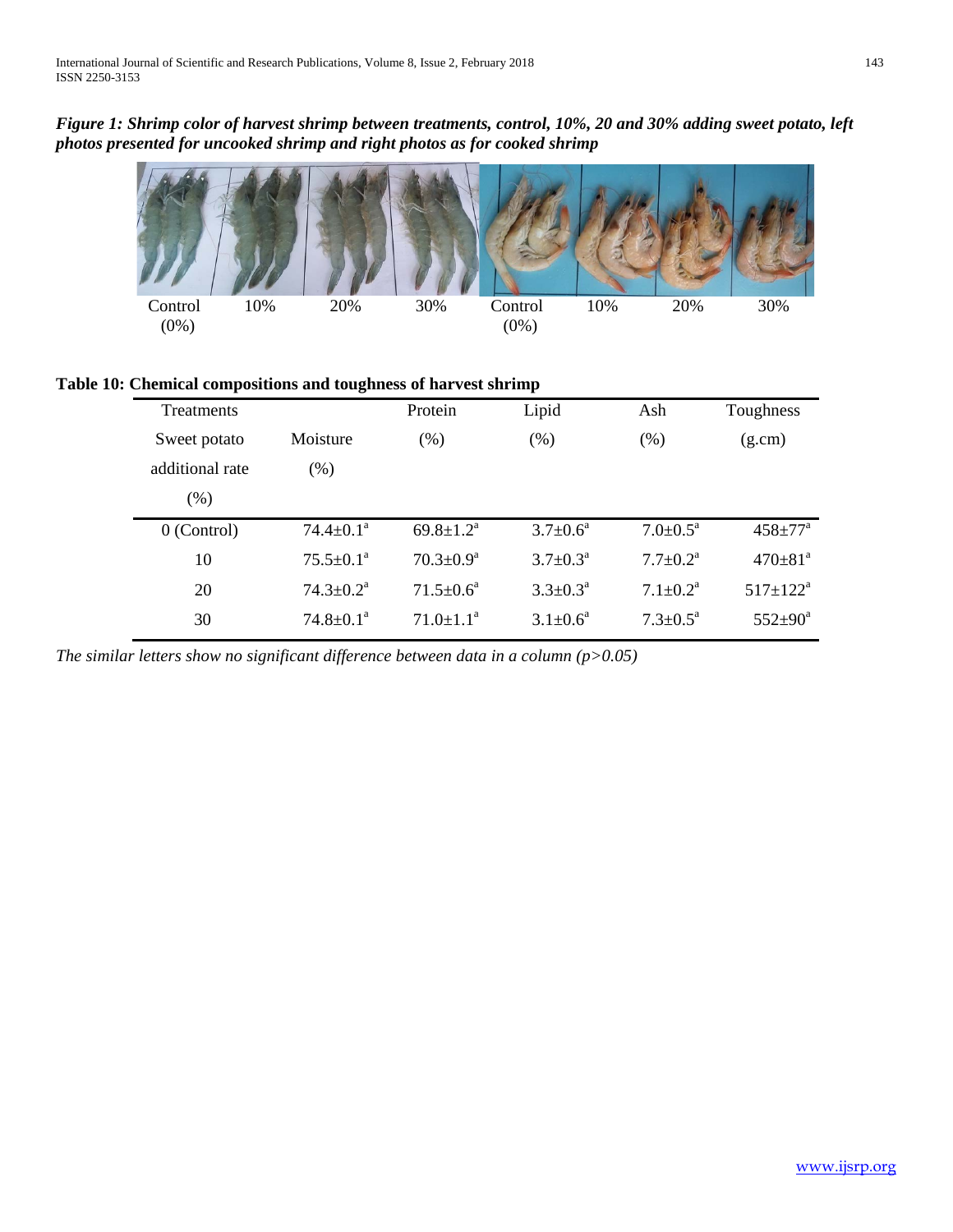***Figure 1: Shrimp color of harvest shrimp between treatments, control, 10%, 20 and 30% adding sweet potato, left photos presented for uncooked shrimp and right photos as for cooked shrimp***

Control (0%)
10%
20%
30%
Control (0%)
10%
20%
30%

**Table 10: Chemical compositions and toughness of harvest shrimp**

| Treatments Sweet potato additional rate (%) | Moisture (%) | Protein (%) | Lipid (%) | Ash (%) | Toughness (g.cm) |
|---|---|---|---|---|---|
| 0 (Control) | 74.4±0.1[a] | 69.8±1.2[a] | 3.7±0.6[a] | 7.0±0.5[a] | 458±77[a] |
| 10 | 75.5±0.1[a] | 70.3±0.9[a] | 3.7±0.3[a] | 7.7±0.2[a] | 470±81[a] |
| 20 | 74.3±0.2[a] | 71.5±0.6[a] | 3.3±0.3[a] | 7.1±0.2[a] | 517±122[a] |
| 30 | 74.8±0.1[a] | 71.0±1.1[a] | 3.1±0.6[a] | 7.3±0.5[a] | 552±90[a] |

*The similar letters show no significant difference between data in a column ($p>0.05$)*